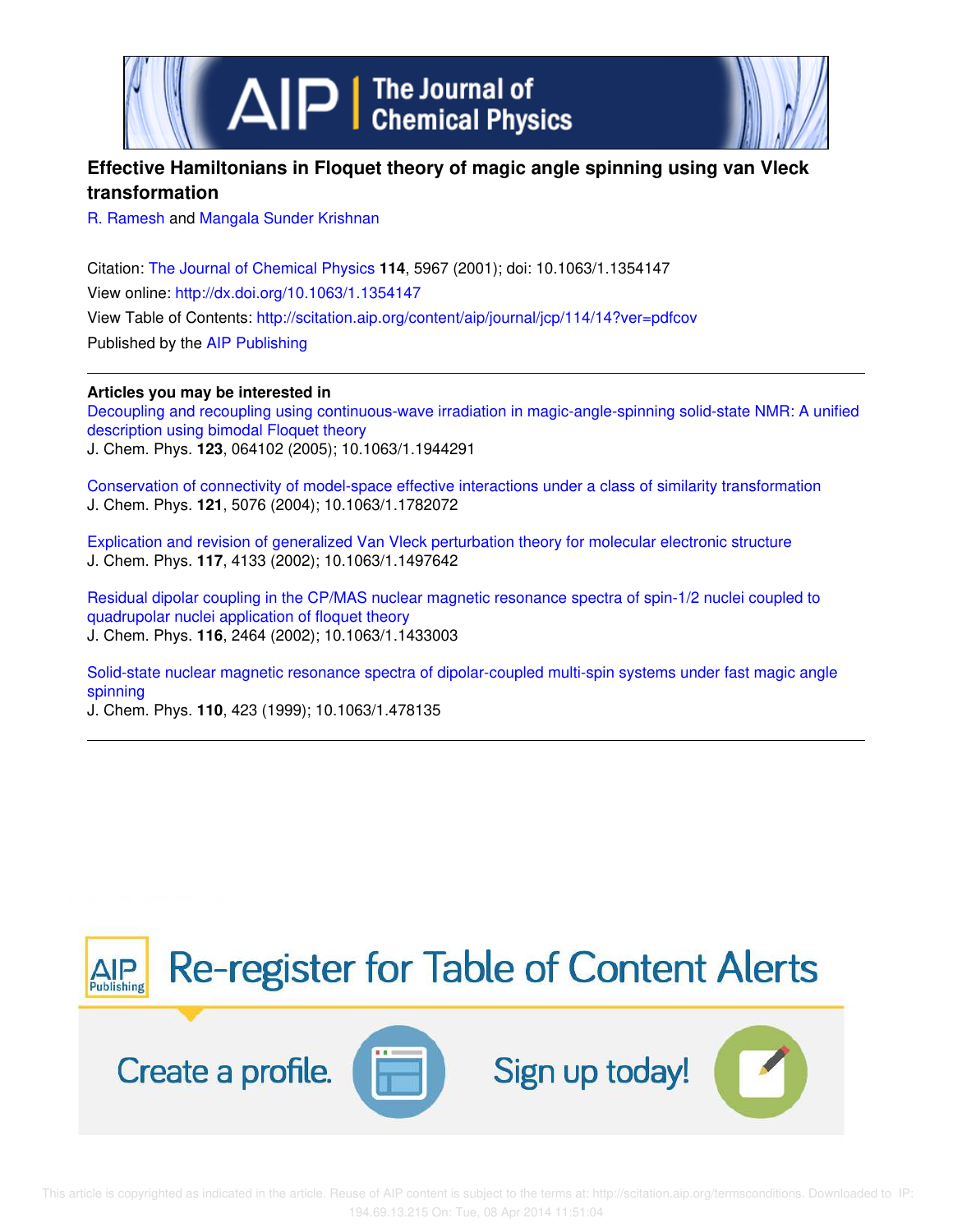# Effective Hamiltonians in Floquet theory of magic angle spinning using van Vleck transformation

R. Ramesh and Mangala Sunder Krishnan

Citation: The Journal of Chemical Physics **114**, 5967 (2001); doi: 10.1063/1.1354147

View online: http://dx.doi.org/10.1063/1.1354147

View Table of Contents: http://scitation.aip.org/content/aip/journal/jcp/114/14?ver=pdfcov

Published by the AIP Publishing

**Articles you may be interested in**

Decoupling and recoupling using continuous-wave irradiation in magic-angle-spinning solid-state NMR: A unified description using bimodal Floquet theory
J. Chem. Phys. **123**, 064102 (2005); 10.1063/1.1944291

Conservation of connectivity of model-space effective interactions under a class of similarity transformation
J. Chem. Phys. **121**, 5076 (2004); 10.1063/1.1782072

Explication and revision of generalized Van Vleck perturbation theory for molecular electronic structure
J. Chem. Phys. **117**, 4133 (2002); 10.1063/1.1497642

Residual dipolar coupling in the CP/MAS nuclear magnetic resonance spectra of spin-1/2 nuclei coupled to quadrupolar nuclei application of floquet theory
J. Chem. Phys. **116**, 2464 (2002); 10.1063/1.1433003

Solid-state nuclear magnetic resonance spectra of dipolar-coupled multi-spin systems under fast magic angle spinning
J. Chem. Phys. **110**, 423 (1999); 10.1063/1.478135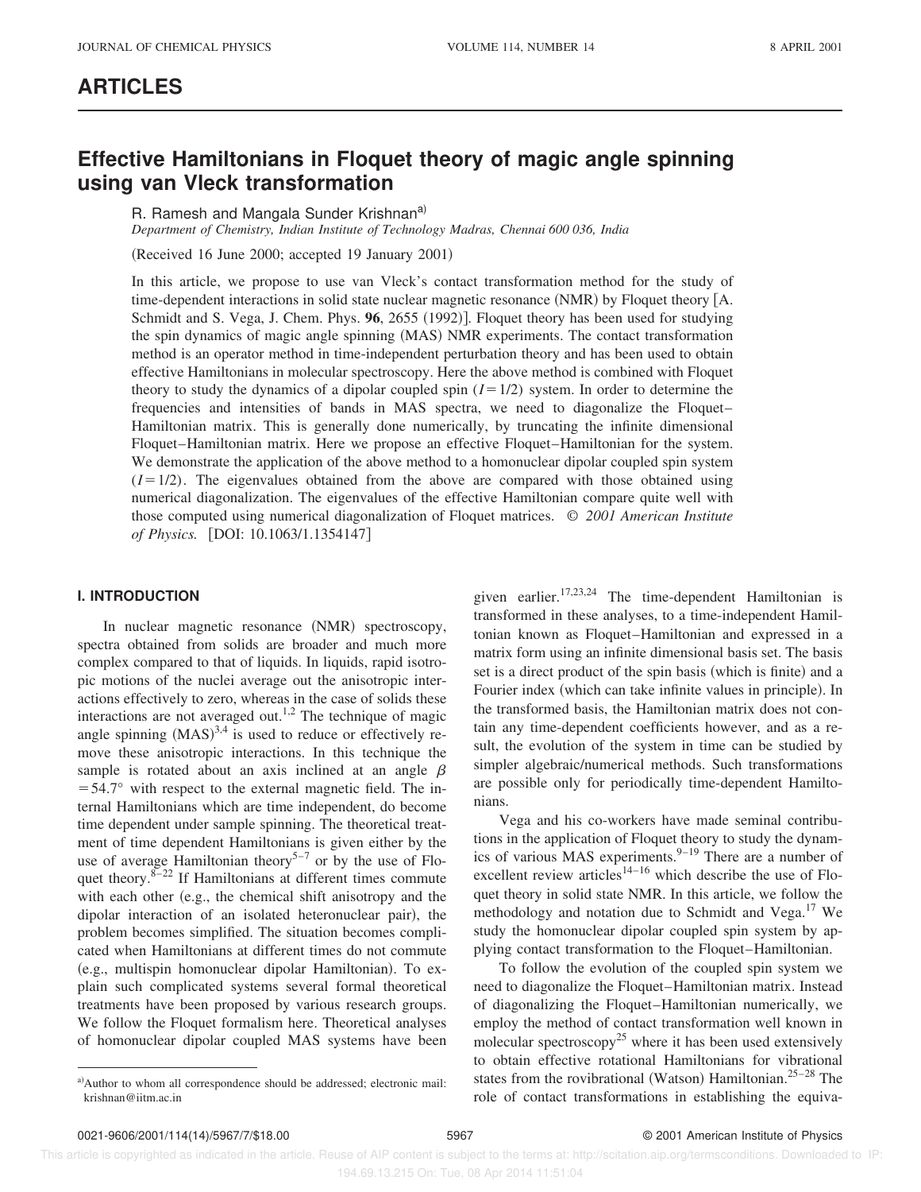## ARTICLES

# Effective Hamiltonians in Floquet theory of magic angle spinning using van Vleck transformation

R. Ramesh and Mangala Sunder Krishnan[a)]

*Department of Chemistry, Indian Institute of Technology Madras, Chennai 600 036, India*

(Received 16 June 2000; accepted 19 January 2001)

In this article, we propose to use van Vleck's contact transformation method for the study of time-dependent interactions in solid state nuclear magnetic resonance (NMR) by Floquet theory [A. Schmidt and S. Vega, J. Chem. Phys. **96**, 2655 (1992)]. Floquet theory has been used for studying the spin dynamics of magic angle spinning (MAS) NMR experiments. The contact transformation method is an operator method in time-independent perturbation theory and has been used to obtain effective Hamiltonians in molecular spectroscopy. Here the above method is combined with Floquet theory to study the dynamics of a dipolar coupled spin ($I=1/2$) system. In order to determine the frequencies and intensities of bands in MAS spectra, we need to diagonalize the Floquet–Hamiltonian matrix. This is generally done numerically, by truncating the infinite dimensional Floquet–Hamiltonian matrix. Here we propose an effective Floquet–Hamiltonian for the system. We demonstrate the application of the above method to a homonuclear dipolar coupled spin system ($I=1/2$). The eigenvalues obtained from the above are compared with those obtained using numerical diagonalization. The eigenvalues of the effective Hamiltonian compare quite well with those computed using numerical diagonalization of Floquet matrices. © *2001 American Institute of Physics.* [DOI: 10.1063/1.1354147]

## I. INTRODUCTION

In nuclear magnetic resonance (NMR) spectroscopy, spectra obtained from solids are broader and much more complex compared to that of liquids. In liquids, rapid isotropic motions of the nuclei average out the anisotropic interactions effectively to zero, whereas in the case of solids these interactions are not averaged out.[1,2] The technique of magic angle spinning (MAS)[3,4] is used to reduce or effectively remove these anisotropic interactions. In this technique the sample is rotated about an axis inclined at an angle $\beta=54.7°$ with respect to the external magnetic field. The internal Hamiltonians which are time independent, do become time dependent under sample spinning. The theoretical treatment of time dependent Hamiltonians is given either by the use of average Hamiltonian theory[5–7] or by the use of Floquet theory.[8–22] If Hamiltonians at different times commute with each other (e.g., the chemical shift anisotropy and the dipolar interaction of an isolated heteronuclear pair), the problem becomes simplified. The situation becomes complicated when Hamiltonians at different times do not commute (e.g., multispin homonuclear dipolar Hamiltonian). To explain such complicated systems several formal theoretical treatments have been proposed by various research groups. We follow the Floquet formalism here. Theoretical analyses of homonuclear dipolar coupled MAS systems have been given earlier.[17,23,24] The time-dependent Hamiltonian is transformed in these analyses, to a time-independent Hamiltonian known as Floquet–Hamiltonian and expressed in a matrix form using an infinite dimensional basis set. The basis set is a direct product of the spin basis (which is finite) and a Fourier index (which can take infinite values in principle). In the transformed basis, the Hamiltonian matrix does not contain any time-dependent coefficients however, and as a result, the evolution of the system in time can be studied by simpler algebraic/numerical methods. Such transformations are possible only for periodically time-dependent Hamiltonians.

Vega and his co-workers have made seminal contributions in the application of Floquet theory to study the dynamics of various MAS experiments.[9–19] There are a number of excellent review articles[14–16] which describe the use of Floquet theory in solid state NMR. In this article, we follow the methodology and notation due to Schmidt and Vega.[17] We study the homonuclear dipolar coupled spin system by applying contact transformation to the Floquet–Hamiltonian.

To follow the evolution of the coupled spin system we need to diagonalize the Floquet–Hamiltonian matrix. Instead of diagonalizing the Floquet–Hamiltonian numerically, we employ the method of contact transformation well known in molecular spectroscopy[25] where it has been used extensively to obtain effective rotational Hamiltonians for vibrational states from the rovibrational (Watson) Hamiltonian.[25–28] The role of contact transformations in establishing the equiva-

[a)]Author to whom all correspondence should be addressed; electronic mail: krishnan@iitm.ac.in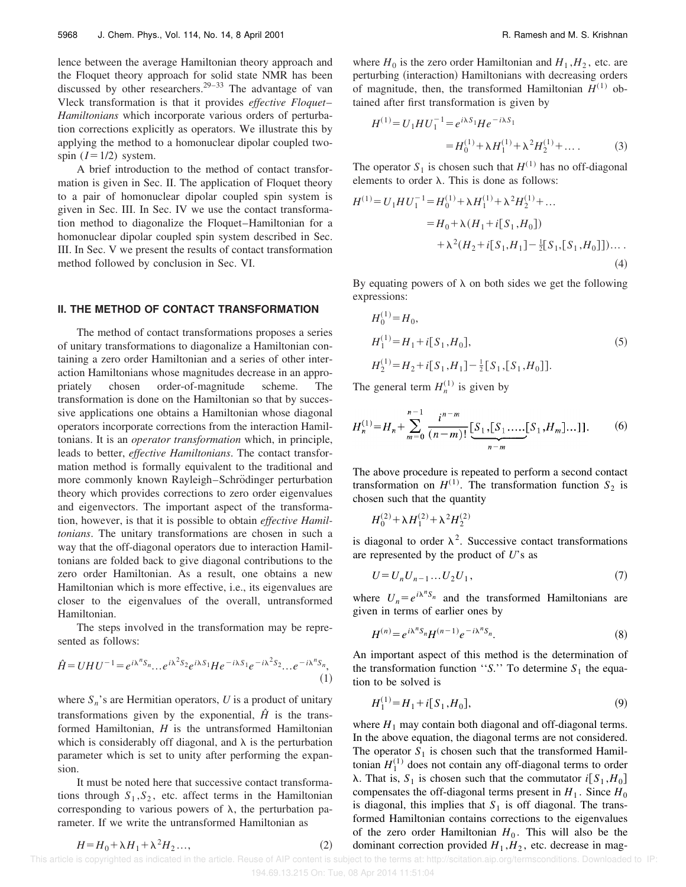lence between the average Hamiltonian theory approach and the Floquet theory approach for solid state NMR has been discussed by other researchers.[29–33] The advantage of van Vleck transformation is that it provides *effective Floquet–Hamiltonians* which incorporate various orders of perturbation corrections explicitly as operators. We illustrate this by applying the method to a homonuclear dipolar coupled two-spin $(I=1/2)$ system.

A brief introduction to the method of contact transformation is given in Sec. II. The application of Floquet theory to a pair of homonuclear dipolar coupled spin system is given in Sec. III. In Sec. IV we use the contact transformation method to diagonalize the Floquet–Hamiltonian for a homonuclear dipolar coupled spin system described in Sec. III. In Sec. V we present the results of contact transformation method followed by conclusion in Sec. VI.

## II. THE METHOD OF CONTACT TRANSFORMATION

The method of contact transformations proposes a series of unitary transformations to diagonalize a Hamiltonian containing a zero order Hamiltonian and a series of other interaction Hamiltonians whose magnitudes decrease in an appropriately chosen order-of-magnitude scheme. The transformation is done on the Hamiltonian so that by successive applications one obtains a Hamiltonian whose diagonal operators incorporate corrections from the interaction Hamiltonians. It is an *operator transformation* which, in principle, leads to better, *effective Hamiltonians*. The contact transformation method is formally equivalent to the traditional and more commonly known Rayleigh–Schrödinger perturbation theory which provides corrections to zero order eigenvalues and eigenvectors. The important aspect of the transformation, however, is that it is possible to obtain *effective Hamiltonians*. The unitary transformations are chosen in such a way that the off-diagonal operators due to interaction Hamiltonians are folded back to give diagonal contributions to the zero order Hamiltonian. As a result, one obtains a new Hamiltonian which is more effective, i.e., its eigenvalues are closer to the eigenvalues of the overall, untransformed Hamiltonian.

The steps involved in the transformation may be represented as follows:

$$\hat{H}=UHU^{-1}=e^{i\lambda^n S_n}\ldots e^{i\lambda^2 S_2}e^{i\lambda S_1}He^{-i\lambda S_1}e^{-i\lambda^2 S_2}\ldots e^{-i\lambda^n S_n}, \tag{1}$$

where $S_n$'s are Hermitian operators, $U$ is a product of unitary transformations given by the exponential, $\hat{H}$ is the transformed Hamiltonian, $H$ is the untransformed Hamiltonian which is considerably off diagonal, and $\lambda$ is the perturbation parameter which is set to unity after performing the expansion.

It must be noted here that successive contact transformations through $S_1, S_2$, etc. affect terms in the Hamiltonian corresponding to various powers of $\lambda$, the perturbation parameter. If we write the untransformed Hamiltonian as

$$H=H_0+\lambda H_1+\lambda^2 H_2\ldots, \tag{2}$$

where $H_0$ is the zero order Hamiltonian and $H_1, H_2$, etc. are perturbing (interaction) Hamiltonians with decreasing orders of magnitude, then, the transformed Hamiltonian $H^{(1)}$ obtained after first transformation is given by

$$H^{(1)}=U_1HU_1^{-1}=e^{i\lambda S_1}He^{-i\lambda S_1}=H_0^{(1)}+\lambda H_1^{(1)}+\lambda^2 H_2^{(1)}+\ldots. \tag{3}$$

The operator $S_1$ is chosen such that $H^{(1)}$ has no off-diagonal elements to order $\lambda$. This is done as follows:

$$\begin{aligned}H^{(1)}=U_1HU_1^{-1}&=H_0^{(1)}+\lambda H_1^{(1)}+\lambda^2 H_2^{(1)}+\ldots\\&=H_0+\lambda(H_1+i[S_1,H_0])\\&\quad+\lambda^2(H_2+i[S_1,H_1]-\tfrac{1}{2}[S_1,[S_1,H_0]])\ldots.\end{aligned} \tag{4}$$

By equating powers of $\lambda$ on both sides we get the following expressions:

$$\begin{aligned}H_0^{(1)}&=H_0,\\H_1^{(1)}&=H_1+i[S_1,H_0],\\H_2^{(1)}&=H_2+i[S_1,H_1]-\tfrac{1}{2}[S_1,[S_1,H_0]].\end{aligned} \tag{5}$$

The general term $H_n^{(1)}$ is given by

$$H_n^{(1)}=H_n+\sum_{m=0}^{n-1}\frac{i^{n-m}}{(n-m)!}\underbrace{[S_1,[S_1,\ldots,[S_1,H_m]\ldots]]}_{n-m}. \tag{6}$$

The above procedure is repeated to perform a second contact transformation on $H^{(1)}$. The transformation function $S_2$ is chosen such that the quantity

$$H_0^{(2)}+\lambda H_1^{(2)}+\lambda^2 H_2^{(2)}$$

is diagonal to order $\lambda^2$. Successive contact transformations are represented by the product of $U$'s as

$$U=U_nU_{n-1}\ldots U_2U_1, \tag{7}$$

where $U_n=e^{i\lambda^n S_n}$ and the transformed Hamiltonians are given in terms of earlier ones by

$$H^{(n)}=e^{i\lambda^n S_n}H^{(n-1)}e^{-i\lambda^n S_n}. \tag{8}$$

An important aspect of this method is the determination of the transformation function "$S$." To determine $S_1$ the equation to be solved is

$$H_1^{(1)}=H_1+i[S_1,H_0], \tag{9}$$

where $H_1$ may contain both diagonal and off-diagonal terms. In the above equation, the diagonal terms are not considered. The operator $S_1$ is chosen such that the transformed Hamiltonian $H_1^{(1)}$ does not contain any off-diagonal terms to order $\lambda$. That is, $S_1$ is chosen such that the commutator $i[S_1,H_0]$ compensates the off-diagonal terms present in $H_1$. Since $H_0$ is diagonal, this implies that $S_1$ is off diagonal. The transformed Hamiltonian contains corrections to the eigenvalues of the zero order Hamiltonian $H_0$. This will also be the dominant correction provided $H_1, H_2$, etc. decrease in mag-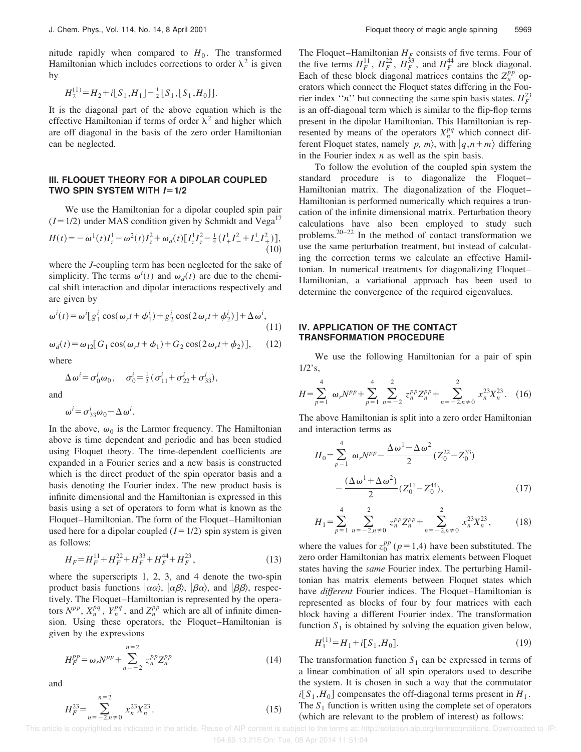nitude rapidly when compared to $H_0$. The transformed Hamiltonian which includes corrections to order $\lambda^2$ is given by

$$H_2^{(1)} = H_2 + i[S_1, H_1] - \tfrac{1}{2}[S_1, [S_1, H_0]].$$

It is the diagonal part of the above equation which is the effective Hamiltonian if terms of order $\lambda^2$ and higher which are off diagonal in the basis of the zero order Hamiltonian can be neglected.

## III. FLOQUET THEORY FOR A DIPOLAR COUPLED TWO SPIN SYSTEM WITH $I=1/2$

We use the Hamiltonian for a dipolar coupled spin pair ($I=1/2$) under MAS condition given by Schmidt and Vega[17]

$$H(t) = -\omega^1(t) I_z^1 - \omega^2(t) I_z^2 + \omega_d(t)[I_z^1 I_z^2 - \tfrac{1}{4}(I_+^1 I_-^2 + I_-^1 I_+^2)], \tag{10}$$

where the $J$-coupling term has been neglected for the sake of simplicity. The terms $\omega^i(t)$ and $\omega_d(t)$ are due to the chemical shift interaction and dipolar interactions respectively and are given by

$$\omega^i(t) = \omega^i[g_1^i \cos(\omega_r t + \phi_1^i) + g_2^i \cos(2\omega_r t + \phi_2^i)] + \Delta\omega^i, \tag{11}$$

$$\omega_d(t) = \omega_{12}[G_1 \cos(\omega_r t + \phi_1) + G_2 \cos(2\omega_r t + \phi_2)], \tag{12}$$

where

$$\Delta\omega^i = \sigma_0^i \omega_0, \quad \sigma_0^i = \tfrac{1}{3}(\sigma_{11}^i + \sigma_{22}^i + \sigma_{33}^i),$$

and

$$\omega^i = \sigma_{33}^i \omega_0 - \Delta\omega^i.$$

In the above, $\omega_0$ is the Larmor frequency. The Hamiltonian above is time dependent and periodic and has been studied using Floquet theory. The time-dependent coefficients are expanded in a Fourier series and a new basis is constructed which is the direct product of the spin operator basis and a basis denoting the Fourier index. The new product basis is infinite dimensional and the Hamiltonian is expressed in this basis using a set of operators to form what is known as the Floquet–Hamiltonian. The form of the Floquet–Hamiltonian used here for a dipolar coupled ($I=1/2$) spin system is given as follows:

$$H_F = H_F^{11} + H_F^{22} + H_F^{33} + H_F^{44} + H_F^{23}, \tag{13}$$

where the superscripts 1, 2, 3, and 4 denote the two-spin product basis functions $|\alpha\alpha\rangle$, $|\alpha\beta\rangle$, $|\beta\alpha\rangle$, and $|\beta\beta\rangle$, respectively. The Floquet–Hamiltonian is represented by the operators $N^{pp}$, $X_n^{pq}$, $Y_n^{pq}$, and $Z_n^{pp}$ which are all of infinite dimension. Using these operators, the Floquet–Hamiltonian is given by the expressions

$$H_F^{pp} = \omega_r N^{pp} + \sum_{n=-2}^{n=2} z_n^{pp} Z_n^{pp} \tag{14}$$

and

$$H_F^{23} = \sum_{n=-2, n\neq 0}^{n=2} x_n^{23} X_n^{23}. \tag{15}$$

The Floquet–Hamiltonian $H_F$ consists of five terms. Four of the five terms $H_F^{11}$, $H_F^{22}$, $H_F^{33}$, and $H_F^{44}$ are block diagonal. Each of these block diagonal matrices contains the $Z_n^{pp}$ operators which connect the Floquet states differing in the Fourier index "$n$" but connecting the same spin basis states. $H_F^{23}$ is an off-diagonal term which is similar to the flip-flop terms present in the dipolar Hamiltonian. This Hamiltonian is represented by means of the operators $X_n^{pq}$ which connect different Floquet states, namely $|p, m\rangle$, with $|q, n+m\rangle$ differing in the Fourier index $n$ as well as the spin basis.

To follow the evolution of the coupled spin system the standard procedure is to diagonalize the Floquet–Hamiltonian matrix. The diagonalization of the Floquet–Hamiltonian is performed numerically which requires a truncation of the infinite dimensional matrix. Perturbation theory calculations have also been employed to study such problems.[20–22] In the method of contact transformation we use the same perturbation treatment, but instead of calculating the correction terms we calculate an effective Hamiltonian. In numerical treatments for diagonalizing Floquet–Hamiltonian, a variational approach has been used to determine the convergence of the required eigenvalues.

## IV. APPLICATION OF THE CONTACT TRANSFORMATION PROCEDURE

We use the following Hamiltonian for a pair of spin 1/2's,

$$H = \sum_{p=1}^{4} \omega_r N^{pp} + \sum_{p=1}^{4} \sum_{n=-2}^{2} z_n^{pp} Z_n^{pp} + \sum_{n=-2, n\neq 0}^{2} x_n^{23} X_n^{23}. \tag{16}$$

The above Hamiltonian is split into a zero order Hamiltonian and interaction terms as

$$H_0 = \sum_{p=1}^{4} \omega_r N^{pp} - \frac{\Delta\omega^1 - \Delta\omega^2}{2}(Z_0^{22} - Z_0^{33}) - \frac{(\Delta\omega^1 + \Delta\omega^2)}{2}(Z_0^{11} - Z_0^{44}), \tag{17}$$

$$H_1 = \sum_{p=1}^{4} \sum_{n=-2, n\neq 0}^{2} z_n^{pp} Z_n^{pp} + \sum_{n=-2, n\neq 0}^{2} x_n^{23} X_n^{23}, \tag{18}$$

where the values for $z_0^{pp}$ ($p=1,4$) have been substituted. The zero order Hamiltonian has matrix elements between Floquet states having the *same* Fourier index. The perturbing Hamiltonian has matrix elements between Floquet states which have *different* Fourier indices. The Floquet–Hamiltonian is represented as blocks of four by four matrices with each block having a different Fourier index. The transformation function $S_1$ is obtained by solving the equation given below,

$$H_1^{(1)} = H_1 + i[S_1, H_0]. \tag{19}$$

The transformation function $S_1$ can be expressed in terms of a linear combination of all spin operators used to describe the system. It is chosen in such a way that the commutator $i[S_1, H_0]$ compensates the off-diagonal terms present in $H_1$. The $S_1$ function is written using the complete set of operators (which are relevant to the problem of interest) as follows: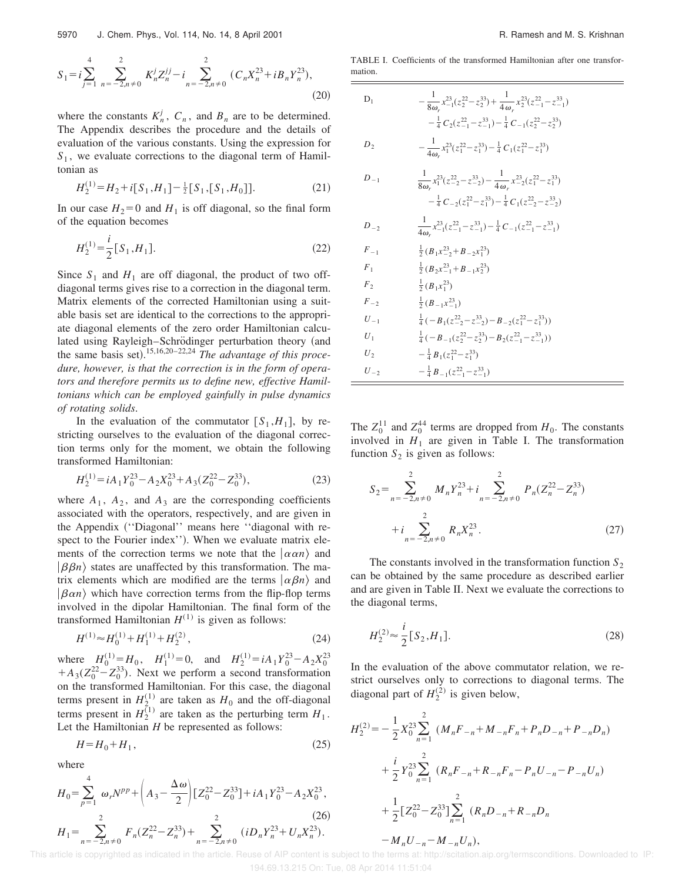$$S_1 = i\sum_{j=1}^{4}\sum_{n=-2,n\neq 0}^{2} K_n^j Z_n^{jj} - i\sum_{n=-2,n\neq 0}^{2} (C_n X_n^{23} + iB_n Y_n^{23}), \tag{20}$$

where the constants $K_n^j$, $C_n$, and $B_n$ are to be determined. The Appendix describes the procedure and the details of evaluation of the various constants. Using the expression for $S_1$, we evaluate corrections to the diagonal term of Hamiltonian as

$$H_2^{(1)} = H_2 + i[S_1, H_1] - \tfrac{1}{2}[S_1,[S_1,H_0]]. \tag{21}$$

In our case $H_2 = 0$ and $H_1$ is off diagonal, so the final form of the equation becomes

$$H_2^{(1)} = \frac{i}{2}[S_1, H_1]. \tag{22}$$

Since $S_1$ and $H_1$ are off diagonal, the product of two off-diagonal terms gives rise to a correction in the diagonal term. Matrix elements of the corrected Hamiltonian using a suitable basis set are identical to the corrections to the appropriate diagonal elements of the zero order Hamiltonian calculated using Rayleigh–Schrödinger perturbation theory (and the same basis set).[15,16,20–22,24] *The advantage of this procedure, however, is that the correction is in the form of operators and therefore permits us to define new, effective Hamiltonians which can be employed gainfully in pulse dynamics of rotating solids.*

In the evaluation of the commutator $[S_1, H_1]$, by restricting ourselves to the evaluation of the diagonal correction terms only for the moment, we obtain the following transformed Hamiltonian:

$$H_2^{(1)} = iA_1 Y_0^{23} - A_2 X_0^{23} + A_3(Z_0^{22} - Z_0^{33}), \tag{23}$$

where $A_1$, $A_2$, and $A_3$ are the corresponding coefficients associated with the operators, respectively, and are given in the Appendix ("Diagonal" means here "diagonal with respect to the Fourier index"). When we evaluate matrix elements of the correction terms we note that the $|\alpha\alpha n\rangle$ and $|\beta\beta n\rangle$ states are unaffected by this transformation. The matrix elements which are modified are the terms $|\alpha\beta n\rangle$ and $|\beta\alpha n\rangle$ which have correction terms from the flip-flop terms involved in the dipolar Hamiltonian. The final form of the transformed Hamiltonian $H^{(1)}$ is given as follows:

$$H^{(1)} \approx H_0^{(1)} + H_1^{(1)} + H_2^{(2)}, \tag{24}$$

where $H_0^{(1)} = H_0$, $H_1^{(1)} = 0$, and $H_2^{(1)} = iA_1 Y_0^{23} - A_2 X_0^{23} + A_3(Z_0^{22} - Z_0^{33})$. Next we perform a second transformation on the transformed Hamiltonian. For this case, the diagonal terms present in $H_2^{(1)}$ are taken as $H_0$ and the off-diagonal terms present in $H_2^{(1)}$ are taken as the perturbing term $H_1$. Let the Hamiltonian $H$ be represented as follows:

$$H = H_0 + H_1, \tag{25}$$

where

$$H_0 = \sum_{p=1}^{4} \omega_r N^{pp} + \left(A_3 - \frac{\Delta\omega}{2}\right)[Z_0^{22} - Z_0^{33}] + iA_1 Y_0^{23} - A_2 X_0^{23},$$
$$H_1 = \sum_{n=-2,n\neq 0}^{2} F_n(Z_n^{22} - Z_n^{33}) + \sum_{n=-2,n\neq 0}^{2} (iD_n Y_n^{23} + U_n X_n^{23}). \tag{26}$$

TABLE I. Coefficients of the transformed Hamiltonian after one transformation.

| | |
|---|---|
| $D_1$ | $-\frac{1}{8\omega_r}x_{-1}^{23}(z_2^{22}-z_2^{33}) + \frac{1}{4\omega_r}x_2^{23}(z_{-1}^{22}-z_{-1}^{33}) - \frac{1}{4}C_2(z_{-1}^{22}-z_{-1}^{33}) - \frac{1}{4}C_{-1}(z_2^{22}-z_2^{33})$ |
| $D_2$ | $-\frac{1}{4\omega_r}x_1^{23}(z_1^{22}-z_1^{33}) - \frac{1}{4}C_1(z_1^{22}-z_1^{33})$ |
| $D_{-1}$ | $\frac{1}{8\omega_r}x_1^{23}(z_{-2}^{22}-z_{-2}^{33}) - \frac{1}{4\omega_r}x_{-2}^{23}(z_1^{22}-z_1^{33}) - \frac{1}{4}C_{-2}(z_1^{22}-z_1^{33}) - \frac{1}{4}C_1(z_{-2}^{22}-z_{-2}^{33})$ |
| $D_{-2}$ | $\frac{1}{4\omega_r}x_{-1}^{23}(z_{-1}^{22}-z_{-1}^{33}) - \frac{1}{4}C_{-1}(z_{-1}^{22}-z_{-1}^{33})$ |
| $F_{-1}$ | $\frac{1}{2}(B_1 x_{-2}^{23} + B_{-2}x_1^{23})$ |
| $F_1$ | $\frac{1}{2}(B_2 x_{-1}^{23} + B_{-1}x_2^{23})$ |
| $F_2$ | $\frac{1}{2}(B_1 x_1^{23})$ |
| $F_{-2}$ | $\frac{1}{2}(B_{-1}x_{-1}^{23})$ |
| $U_{-1}$ | $\frac{1}{4}(-B_1(z_{-2}^{22}-z_{-2}^{33}) - B_{-2}(z_1^{22}-z_1^{33}))$ |
| $U_1$ | $\frac{1}{4}(-B_{-1}(z_2^{22}-z_2^{33}) - B_2(z_{-1}^{22}-z_{-1}^{33}))$ |
| $U_2$ | $-\frac{1}{4}B_1(z_1^{22}-z_1^{33})$ |
| $U_{-2}$ | $-\frac{1}{4}B_{-1}(z_{-1}^{22}-z_{-1}^{33})$ |

The $Z_0^{11}$ and $Z_0^{44}$ terms are dropped from $H_0$. The constants involved in $H_1$ are given in Table I. The transformation function $S_2$ is given as follows:

$$S_2 = \sum_{n=-2,n\neq 0}^{2} M_n Y_n^{23} + i\sum_{n=-2,n\neq 0}^{2} P_n(Z_n^{22} - Z_n^{33}) + i\sum_{n=-2,n\neq 0}^{2} R_n X_n^{23}. \tag{27}$$

The constants involved in the transformation function $S_2$ can be obtained by the same procedure as described earlier and are given in Table II. Next we evaluate the corrections to the diagonal terms,

$$H_2^{(2)} \approx \frac{i}{2}[S_2, H_1]. \tag{28}$$

In the evaluation of the above commutator relation, we restrict ourselves only to corrections to diagonal terms. The diagonal part of $H_2^{(2)}$ is given below,

$$\begin{aligned} H_2^{(2)} = &-\frac{1}{2}X_0^{23}\sum_{n=1}^{2}(M_n F_{-n} + M_{-n}F_n + P_n D_{-n} + P_{-n}D_n) \\ &+ \frac{i}{2}Y_0^{23}\sum_{n=1}^{2}(R_n F_{-n} + R_{-n}F_n - P_n U_{-n} - P_{-n}U_n) \\ &+ \frac{1}{2}[Z_0^{22} - Z_0^{33}]\sum_{n=1}^{2}(R_n D_{-n} + R_{-n}D_n \\ &- M_n U_{-n} - M_{-n}U_n), \end{aligned}$$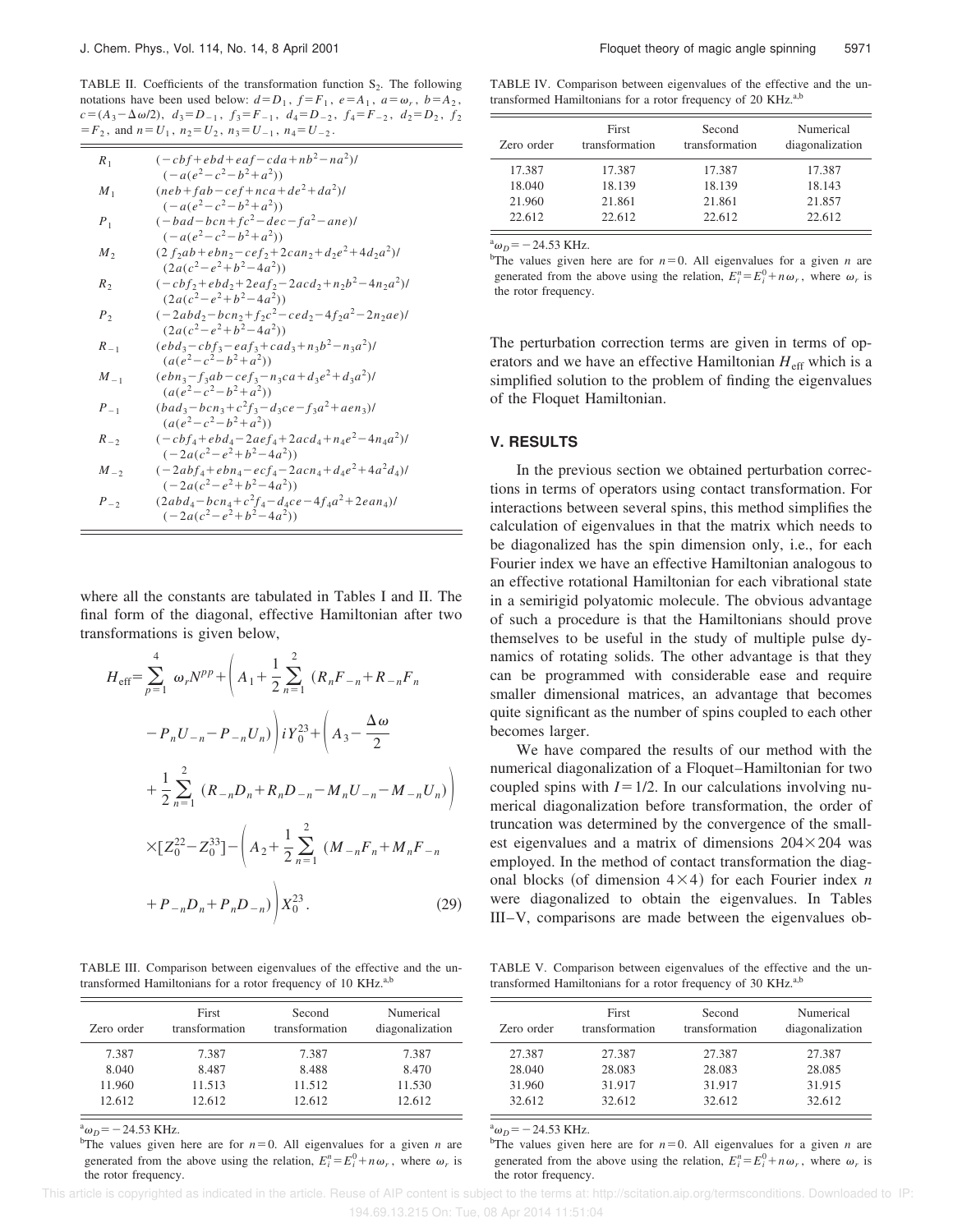TABLE II. Coefficients of the transformation function $S_2$. The following notations have been used below: $d=D_1$, $f=F_1$, $e=A_1$, $a=\omega_r$, $b=A_2$, $c=(A_3-\Delta\omega/2)$, $d_3=D_{-1}$, $f_3=F_{-1}$, $d_4=D_{-2}$, $f_4=F_{-2}$, $d_2=D_2$, $f_2=F_2$, and $n=U_1$, $n_2=U_2$, $n_3=U_{-1}$, $n_4=U_{-2}$.

| | |
|---|---|
| $R_1$ | $(-cbf+ebd+eaf-cda+nb^2-na^2)/(-a(e^2-c^2-b^2+a^2))$ |
| $M_1$ | $(neb+fab-cef+nca+de^2+da^2)/(-a(e^2-c^2-b^2+a^2))$ |
| $P_1$ | $(-bad-bcn+fc^2-dec-fa^2-ane)/(-a(e^2-c^2-b^2+a^2))$ |
| $M_2$ | $(2f_2ab+ebn_2-cef_2+2can_2+d_2e^2+4d_2a^2)/(2a(c^2-e^2+b^2-4a^2))$ |
| $R_2$ | $(-cbf_2+ebd_2+2eaf_2-2acd_2+n_2b^2-4n_2a^2)/(2a(c^2-e^2+b^2-4a^2))$ |
| $P_2$ | $(-2abd_2-bcn_2+f_2c^2-ced_2-4f_2a^2-2n_2ae)/(2a(c^2-e^2+b^2-4a^2))$ |
| $R_{-1}$ | $(ebd_3-cbf_3-eaf_3+cad_3+n_3b^2-n_3a^2)/(a(e^2-c^2-b^2+a^2))$ |
| $M_{-1}$ | $(ebn_3-f_3ab-cef_3-n_3ca+d_3e^2+d_3a^2)/(a(e^2-c^2-b^2+a^2))$ |
| $P_{-1}$ | $(bad_3-bcn_3+c^2f_3-d_3ce-f_3a^2+aen_3)/(a(e^2-c^2-b^2+a^2))$ |
| $R_{-2}$ | $(-cbf_4+ebd_4-2aef_4+2acd_4+n_4e^2-4n_4a^2)/(-2a(c^2-e^2+b^2-4a^2))$ |
| $M_{-2}$ | $(-2abf_4+ebn_4-ecf_4-2acn_4+d_4e^2+4a^2d_4)/(-2a(c^2-e^2+b^2-4a^2))$ |
| $P_{-2}$ | $(2abd_4-bcn_4+c^2f_4-d_4ce-4f_4a^2+2ean_4)/(-2a(c^2-e^2+b^2-4a^2))$ |

where all the constants are tabulated in Tables I and II. The final form of the diagonal, effective Hamiltonian after two transformations is given below,

$$
\begin{aligned}
H_{\text{eff}}=&\sum_{p=1}^{4}\omega_r N^{pp}+\left(A_1+\frac{1}{2}\sum_{n=1}^{2}(R_nF_{-n}+R_{-n}F_n\right.\\
&\left.-P_nU_{-n}-P_{-n}U_n)\right)iY_0^{23}+\left(A_3-\frac{\Delta\omega}{2}\right.\\
&\left.+\frac{1}{2}\sum_{n=1}^{2}(R_{-n}D_n+R_nD_{-n}-M_nU_{-n}-M_{-n}U_n)\right)\\
&\times[Z_0^{22}-Z_0^{33}]-\left(A_2+\frac{1}{2}\sum_{n=1}^{2}(M_{-n}F_n+M_nF_{-n}\right.\\
&\left.+P_{-n}D_n+P_nD_{-n})\right)X_0^{23}.
\end{aligned}
\tag{29}
$$

TABLE III. Comparison between eigenvalues of the effective and the untransformed Hamiltonians for a rotor frequency of 10 KHz.[a,b]

| Zero order | First transformation | Second transformation | Numerical diagonalization |
|---|---|---|---|
| 7.387 | 7.387 | 7.387 | 7.387 |
| 8.040 | 8.487 | 8.488 | 8.470 |
| 11.960 | 11.513 | 11.512 | 11.530 |
| 12.612 | 12.612 | 12.612 | 12.612 |

[a] $\omega_D=-24.53$ KHz.
[b] The values given here are for $n=0$. All eigenvalues for a given $n$ are generated from the above using the relation, $E_i^n=E_i^0+n\omega_r$, where $\omega_r$ is the rotor frequency.

TABLE IV. Comparison between eigenvalues of the effective and the untransformed Hamiltonians for a rotor frequency of 20 KHz.[a,b]

| Zero order | First transformation | Second transformation | Numerical diagonalization |
|---|---|---|---|
| 17.387 | 17.387 | 17.387 | 17.387 |
| 18.040 | 18.139 | 18.139 | 18.143 |
| 21.960 | 21.861 | 21.861 | 21.857 |
| 22.612 | 22.612 | 22.612 | 22.612 |

[a] $\omega_D=-24.53$ KHz.
[b] The values given here are for $n=0$. All eigenvalues for a given $n$ are generated from the above using the relation, $E_i^n=E_i^0+n\omega_r$, where $\omega_r$ is the rotor frequency.

The perturbation correction terms are given in terms of operators and we have an effective Hamiltonian $H_{\text{eff}}$ which is a simplified solution to the problem of finding the eigenvalues of the Floquet Hamiltonian.

## V. RESULTS

In the previous section we obtained perturbation corrections in terms of operators using contact transformation. For interactions between several spins, this method simplifies the calculation of eigenvalues in that the matrix which needs to be diagonalized has the spin dimension only, i.e., for each Fourier index we have an effective Hamiltonian analogous to an effective rotational Hamiltonian for each vibrational state in a semirigid polyatomic molecule. The obvious advantage of such a procedure is that the Hamiltonians should prove themselves to be useful in the study of multiple pulse dynamics of rotating solids. The other advantage is that they can be programmed with considerable ease and require smaller dimensional matrices, an advantage that becomes quite significant as the number of spins coupled to each other becomes larger.

We have compared the results of our method with the numerical diagonalization of a Floquet–Hamiltonian for two coupled spins with $I=1/2$. In our calculations involving numerical diagonalization before transformation, the order of truncation was determined by the convergence of the smallest eigenvalues and a matrix of dimensions $204\times204$ was employed. In the method of contact transformation the diagonal blocks (of dimension $4\times4$) for each Fourier index $n$ were diagonalized to obtain the eigenvalues. In Tables III–V, comparisons are made between the eigenvalues ob-

TABLE V. Comparison between eigenvalues of the effective and the untransformed Hamiltonians for a rotor frequency of 30 KHz.[a,b]

| Zero order | First transformation | Second transformation | Numerical diagonalization |
|---|---|---|---|
| 27.387 | 27.387 | 27.387 | 27.387 |
| 28.040 | 28.083 | 28.083 | 28.085 |
| 31.960 | 31.917 | 31.917 | 31.915 |
| 32.612 | 32.612 | 32.612 | 32.612 |

[a] $\omega_D=-24.53$ KHz.
[b] The values given here are for $n=0$. All eigenvalues for a given $n$ are generated from the above using the relation, $E_i^n=E_i^0+n\omega_r$, where $\omega_r$ is the rotor frequency.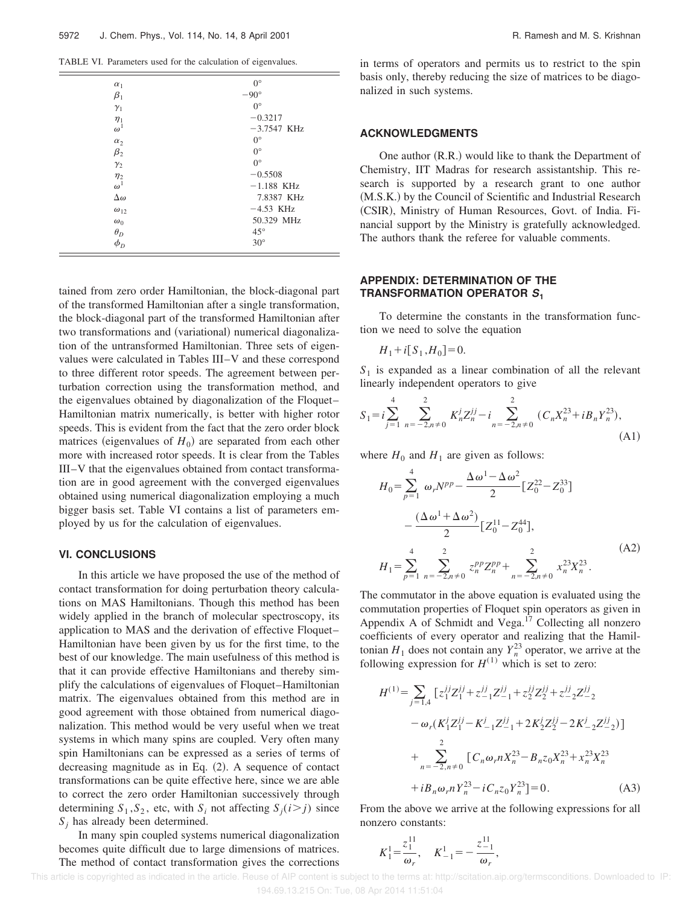TABLE VI. Parameters used for the calculation of eigenvalues.

| | |
|---|---|
| $\alpha_1$ | $0°$ |
| $\beta_1$ | $-90°$ |
| $\gamma_1$ | $0°$ |
| $\eta_1$ | $-0.3217$ |
| $\omega^1$ | $-3.7547$ KHz |
| $\alpha_2$ | $0°$ |
| $\beta_2$ | $0°$ |
| $\gamma_2$ | $0°$ |
| $\eta_2$ | $-0.5508$ |
| $\omega^1$ | $-1.188$ KHz |
| $\Delta\omega$ | 7.8387 KHz |
| $\omega_{12}$ | $-4.53$ KHz |
| $\omega_0$ | 50.329 MHz |
| $\theta_D$ | $45°$ |
| $\phi_D$ | $30°$ |

tained from zero order Hamiltonian, the block-diagonal part of the transformed Hamiltonian after a single transformation, the block-diagonal part of the transformed Hamiltonian after two transformations and (variational) numerical diagonalization of the untransformed Hamiltonian. Three sets of eigenvalues were calculated in Tables III–V and these correspond to three different rotor speeds. The agreement between perturbation correction using the transformation method, and the eigenvalues obtained by diagonalization of the Floquet–Hamiltonian matrix numerically, is better with higher rotor speeds. This is evident from the fact that the zero order block matrices (eigenvalues of $H_0$) are separated from each other more with increased rotor speeds. It is clear from the Tables III–V that the eigenvalues obtained from contact transformation are in good agreement with the converged eigenvalues obtained using numerical diagonalization employing a much bigger basis set. Table VI contains a list of parameters employed by us for the calculation of eigenvalues.

## VI. CONCLUSIONS

In this article we have proposed the use of the method of contact transformation for doing perturbation theory calculations on MAS Hamiltonians. Though this method has been widely applied in the branch of molecular spectroscopy, its application to MAS and the derivation of effective Floquet–Hamiltonian have been given by us for the first time, to the best of our knowledge. The main usefulness of this method is that it can provide effective Hamiltonians and thereby simplify the calculations of eigenvalues of Floquet–Hamiltonian matrix. The eigenvalues obtained from this method are in good agreement with those obtained from numerical diagonalization. This method would be very useful when we treat systems in which many spins are coupled. Very often many spin Hamiltonians can be expressed as a series of terms of decreasing magnitude as in Eq. (2). A sequence of contact transformations can be quite effective here, since we are able to correct the zero order Hamiltonian successively through determining $S_1, S_2$, etc, with $S_i$ not affecting $S_j (i>j)$ since $S_j$ has already been determined.

In many spin coupled systems numerical diagonalization becomes quite difficult due to large dimensions of matrices. The method of contact transformation gives the corrections in terms of operators and permits us to restrict to the spin basis only, thereby reducing the size of matrices to be diagonalized in such systems.

## ACKNOWLEDGMENTS

One author (R.R.) would like to thank the Department of Chemistry, IIT Madras for research assistantship. This research is supported by a research grant to one author (M.S.K.) by the Council of Scientific and Industrial Research (CSIR), Ministry of Human Resources, Govt. of India. Financial support by the Ministry is gratefully acknowledged. The authors thank the referee for valuable comments.

## APPENDIX: DETERMINATION OF THE TRANSFORMATION OPERATOR $S_1$

To determine the constants in the transformation function we need to solve the equation

$$H_1 + i[S_1, H_0] = 0.$$

$S_1$ is expanded as a linear combination of all the relevant linearly independent operators to give

$$S_1 = i\sum_{j=1}^{4}\sum_{n=-2,n\neq 0}^{2} K_n^j Z_n^{jj} - i\sum_{n=-2,n\neq 0}^{2}(C_n X_n^{23} + iB_n Y_n^{23}), \tag{A1}$$

where $H_0$ and $H_1$ are given as follows:

$$H_0 = \sum_{p=1}^{4}\omega_r N^{pp} - \frac{\Delta\omega^1 - \Delta\omega^2}{2}[Z_0^{22} - Z_0^{33}] - \frac{(\Delta\omega^1 + \Delta\omega^2)}{2}[Z_0^{11} - Z_0^{44}],$$

$$H_1 = \sum_{p=1}^{4}\sum_{n=-2,n\neq 0}^{2} z_n^{pp} Z_n^{pp} + \sum_{n=-2,n\neq 0}^{2} x_n^{23} X_n^{23}. \tag{A2}$$

The commutator in the above equation is evaluated using the commutation properties of Floquet spin operators as given in Appendix A of Schmidt and Vega.[17] Collecting all nonzero coefficients of every operator and realizing that the Hamiltonian $H_1$ does not contain any $Y_n^{23}$ operator, we arrive at the following expression for $H^{(1)}$ which is set to zero:

$$\begin{aligned} H^{(1)} = \sum_{j=1,4} & [z_1^{jj} Z_1^{jj} + z_{-1}^{jj} Z_{-1}^{jj} + z_2^{jj} Z_2^{jj} + z_{-2}^{jj} Z_{-2}^{jj} \\ & - \omega_r (K_1^j Z_1^{jj} - K_{-1}^j Z_{-1}^{jj} + 2K_2^j Z_2^{jj} - 2K_{-2}^j Z_{-2}^{jj})] \\ & + \sum_{n=-2,n\neq 0}^{2} [C_n \omega_r n X_n^{23} - B_n z_0 X_n^{23} + x_n^{23} X_n^{23} \\ & + iB_n \omega_r n Y_n^{23} - iC_n z_0 Y_n^{23}] = 0. \end{aligned} \tag{A3}$$

From the above we arrive at the following expressions for all nonzero constants:

$$K_1^1 = \frac{z_1^{11}}{\omega_r}, \quad K_{-1}^1 = -\frac{z_{-1}^{11}}{\omega_r},$$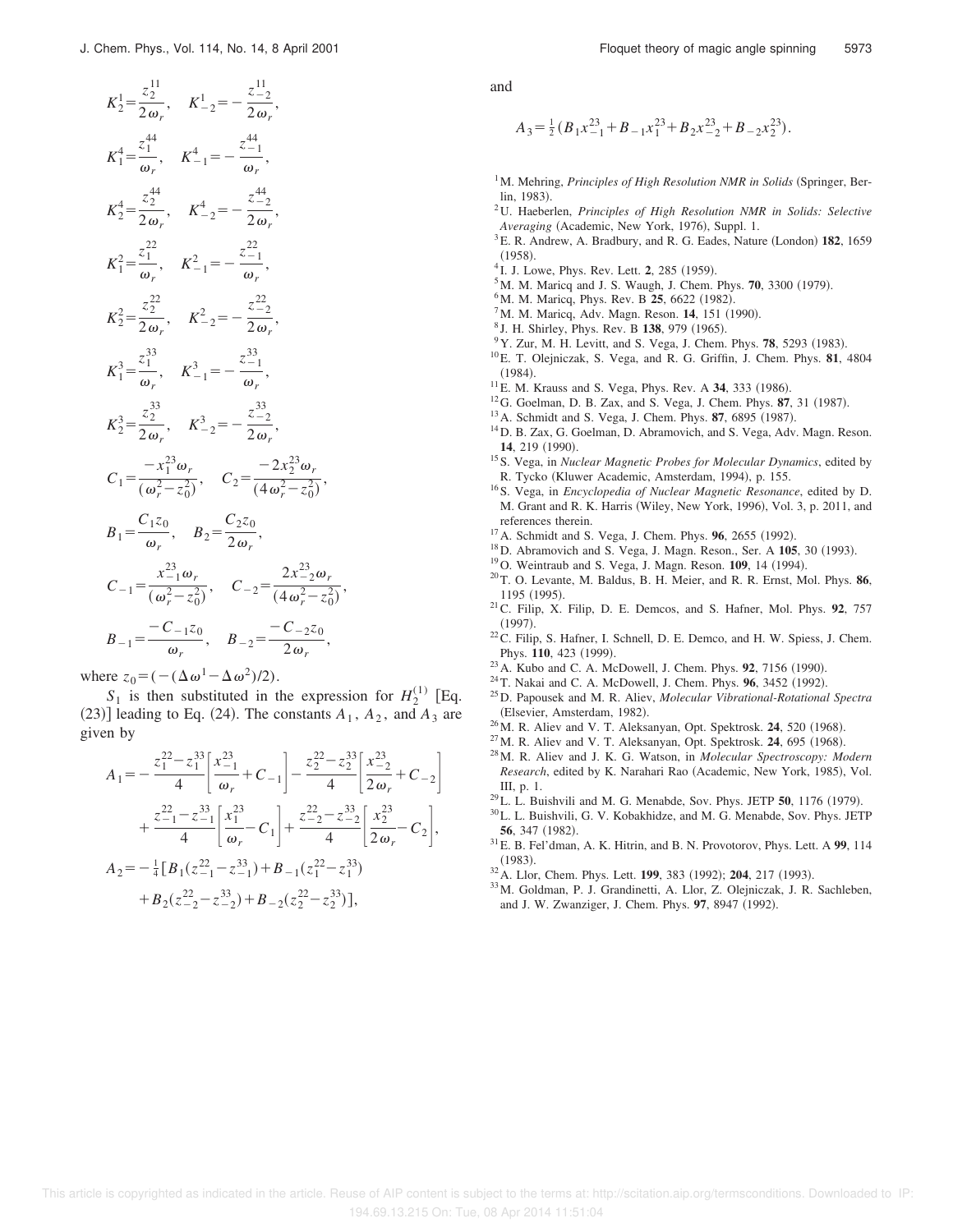$$K_2^1 = \frac{z_2^{11}}{2\omega_r}, \quad K_{-2}^1 = -\frac{z_{-2}^{11}}{2\omega_r},$$

$$K_1^4 = \frac{z_1^{44}}{\omega_r}, \quad K_{-1}^4 = -\frac{z_{-1}^{44}}{\omega_r},$$

$$K_2^4 = \frac{z_2^{44}}{2\omega_r}, \quad K_{-2}^4 = -\frac{z_{-2}^{44}}{2\omega_r},$$

$$K_1^2 = \frac{z_1^{22}}{\omega_r}, \quad K_{-1}^2 = -\frac{z_{-1}^{22}}{\omega_r},$$

$$K_2^2 = \frac{z_2^{22}}{2\omega_r}, \quad K_{-2}^2 = -\frac{z_{-2}^{22}}{2\omega_r},$$

$$K_1^3 = \frac{z_1^{33}}{\omega_r}, \quad K_{-1}^3 = -\frac{z_{-1}^{33}}{\omega_r},$$

$$K_2^3 = \frac{z_2^{33}}{2\omega_r}, \quad K_{-2}^3 = -\frac{z_{-2}^{33}}{2\omega_r},$$

$$C_1 = \frac{-x_1^{23}\omega_r}{(\omega_r^2 - z_0^2)}, \quad C_2 = \frac{-2x_2^{23}\omega_r}{(4\omega_r^2 - z_0^2)},$$

$$B_1 = \frac{C_1 z_0}{\omega_r}, \quad B_2 = \frac{C_2 z_0}{2\omega_r},$$

$$C_{-1} = \frac{x_{-1}^{23}\omega_r}{(\omega_r^2 - z_0^2)}, \quad C_{-2} = \frac{2x_{-2}^{23}\omega_r}{(4\omega_r^2 - z_0^2)},$$

$$B_{-1} = \frac{-C_{-1} z_0}{\omega_r}, \quad B_{-2} = \frac{-C_{-2} z_0}{2\omega_r},$$

where $z_0 = (-(\Delta\omega^1 - \Delta\omega^2)/2)$.

$S_1$ is then substituted in the expression for $H_2^{(1)}$ [Eq. (23)] leading to Eq. (24). The constants $A_1$, $A_2$, and $A_3$ are given by

$$A_1 = -\frac{z_1^{22} - z_1^{33}}{4}\left[\frac{x_{-1}^{23}}{\omega_r} + C_{-1}\right] - \frac{z_2^{22} - z_2^{33}}{4}\left[\frac{x_{-2}^{23}}{2\omega_r} + C_{-2}\right] + \frac{z_{-1}^{22} - z_{-1}^{33}}{4}\left[\frac{x_1^{23}}{\omega_r} - C_1\right] + \frac{z_{-2}^{22} - z_{-2}^{33}}{4}\left[\frac{x_2^{23}}{2\omega_r} - C_2\right],$$

$$A_2 = -\tfrac{1}{4}\left[B_1(z_{-1}^{22} - z_{-1}^{33}) + B_{-1}(z_1^{22} - z_1^{33}) + B_2(z_{-2}^{22} - z_{-2}^{33}) + B_{-2}(z_2^{22} - z_2^{33})\right],$$

and

$$A_3 = \tfrac{1}{2}\left(B_1 x_{-1}^{23} + B_{-1} x_1^{23} + B_2 x_{-2}^{23} + B_{-2} x_2^{23}\right).$$

[1] M. Mehring, *Principles of High Resolution NMR in Solids* (Springer, Berlin, 1983).
[2] U. Haeberlen, *Principles of High Resolution NMR in Solids: Selective Averaging* (Academic, New York, 1976), Suppl. 1.
[3] E. R. Andrew, A. Bradbury, and R. G. Eades, Nature (London) **182**, 1659 (1958).
[4] I. J. Lowe, Phys. Rev. Lett. **2**, 285 (1959).
[5] M. M. Maricq and J. S. Waugh, J. Chem. Phys. **70**, 3300 (1979).
[6] M. M. Maricq, Phys. Rev. B **25**, 6622 (1982).
[7] M. M. Maricq, Adv. Magn. Reson. **14**, 151 (1990).
[8] J. H. Shirley, Phys. Rev. B **138**, 979 (1965).
[9] Y. Zur, M. H. Levitt, and S. Vega, J. Chem. Phys. **78**, 5293 (1983).
[10] E. T. Olejniczak, S. Vega, and R. G. Griffin, J. Chem. Phys. **81**, 4804 (1984).
[11] E. M. Krauss and S. Vega, Phys. Rev. A **34**, 333 (1986).
[12] G. Goelman, D. B. Zax, and S. Vega, J. Chem. Phys. **87**, 31 (1987).
[13] A. Schmidt and S. Vega, J. Chem. Phys. **87**, 6895 (1987).
[14] D. B. Zax, G. Goelman, D. Abramovich, and S. Vega, Adv. Magn. Reson. **14**, 219 (1990).
[15] S. Vega, in *Nuclear Magnetic Probes for Molecular Dynamics*, edited by R. Tycko (Kluwer Academic, Amsterdam, 1994), p. 155.
[16] S. Vega, in *Encyclopedia of Nuclear Magnetic Resonance*, edited by D. M. Grant and R. K. Harris (Wiley, New York, 1996), Vol. 3, p. 2011, and references therein.
[17] A. Schmidt and S. Vega, J. Chem. Phys. **96**, 2655 (1992).
[18] D. Abramovich and S. Vega, J. Magn. Reson., Ser. A **105**, 30 (1993).
[19] O. Weintraub and S. Vega, J. Magn. Reson. **109**, 14 (1994).
[20] T. O. Levante, M. Baldus, B. H. Meier, and R. R. Ernst, Mol. Phys. **86**, 1195 (1995).
[21] C. Filip, X. Filip, D. E. Demcos, and S. Hafner, Mol. Phys. **92**, 757 (1997).
[22] C. Filip, S. Hafner, I. Schnell, D. E. Demco, and H. W. Spiess, J. Chem. Phys. **110**, 423 (1999).
[23] A. Kubo and C. A. McDowell, J. Chem. Phys. **92**, 7156 (1990).
[24] T. Nakai and C. A. McDowell, J. Chem. Phys. **96**, 3452 (1992).
[25] D. Papousek and M. R. Aliev, *Molecular Vibrational-Rotational Spectra* (Elsevier, Amsterdam, 1982).
[26] M. R. Aliev and V. T. Aleksanyan, Opt. Spektrosk. **24**, 520 (1968).
[27] M. R. Aliev and V. T. Aleksanyan, Opt. Spektrosk. **24**, 695 (1968).
[28] M. R. Aliev and J. K. G. Watson, in *Molecular Spectroscopy: Modern Research*, edited by K. Narahari Rao (Academic, New York, 1985), Vol. III, p. 1.
[29] L. L. Buishvili and M. G. Menabde, Sov. Phys. JETP **50**, 1176 (1979).
[30] L. L. Buishvili, G. V. Kobakhidze, and M. G. Menabde, Sov. Phys. JETP **56**, 347 (1982).
[31] E. B. Fel'dman, A. K. Hitrin, and B. N. Provotorov, Phys. Lett. A **99**, 114 (1983).
[32] A. Llor, Chem. Phys. Lett. **199**, 383 (1992); **204**, 217 (1993).
[33] M. Goldman, P. J. Grandinetti, A. Llor, Z. Olejniczak, J. R. Sachleben, and J. W. Zwanziger, J. Chem. Phys. **97**, 8947 (1992).